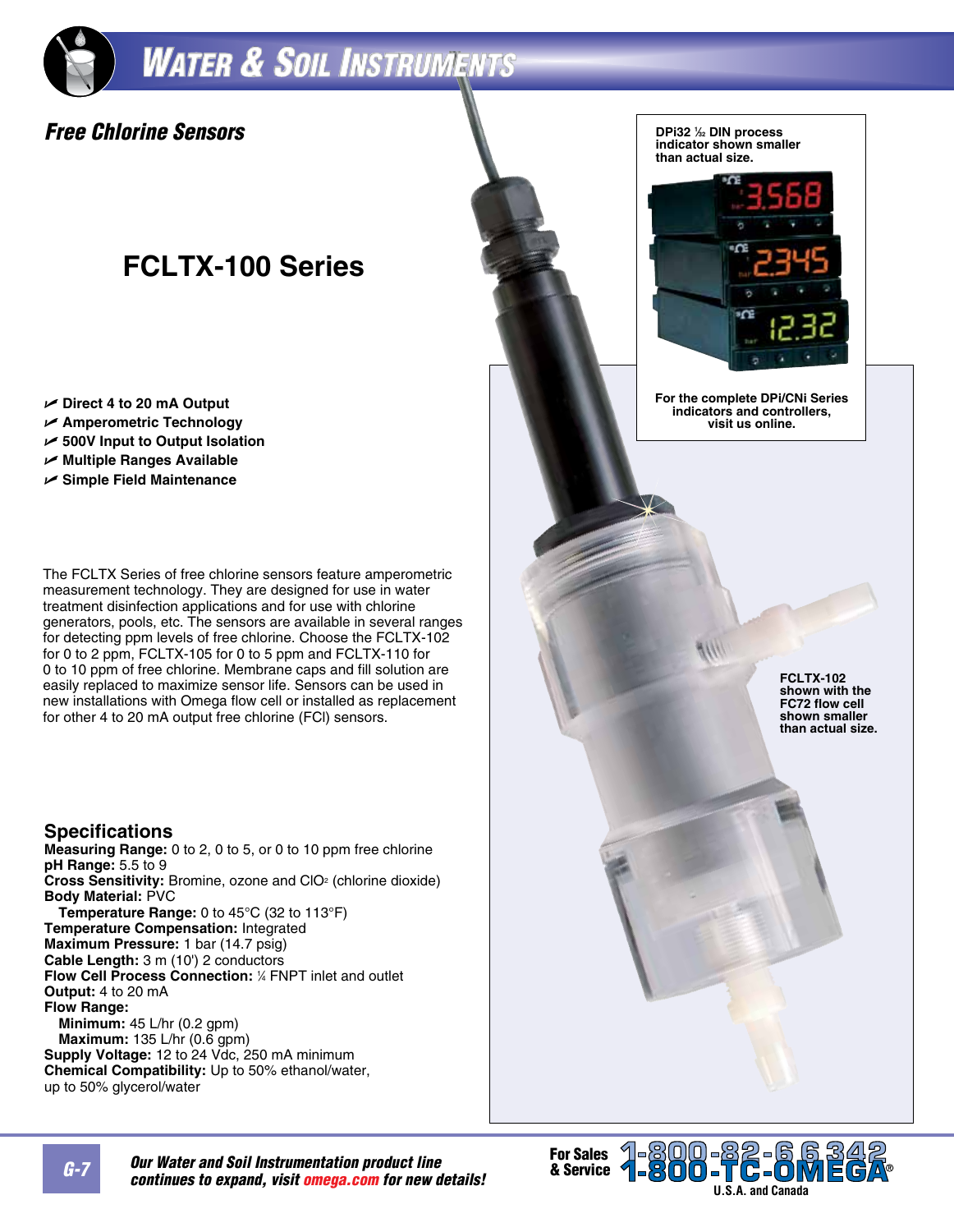## Free Chlorine Sensors

# FCLTX-100 Series

- Direct 4 to 20 mA Output
- Amperometric Technology
- 500V Input to Output Isolation
- Multiple Ranges Available
- Simple Field Maintenance

The FCLTX Series of free chlorine sensors feature amperometric measurement technology. They are designed for use in water treatment disinfection applications and for use with chlorine generators, pools, etc. The sensors are available in several ranges for detecting ppm levels of free chlorine. Choose the FCLTX-102 for 0 to 2 ppm, FCLTX-105 for 0 to 5 ppm and FCLTX-110 for 0 to 10 ppm of free chlorine. Membrane caps and fill solution are easily replaced to maximize sensor life. Sensors can be used in new installations with Omega flow cell or installed as replacement for other 4 to 20 mA output free chlorine (FCl) sensors.

DPi32 1/32 DIN process indicator shown smaller than actual size.

For the complete DPi/CNi Series indicators and controllers, visit us online.

FCLTX-102 shown with the FC72 flow cell shown smaller than actual size.

## Specifications

**Measuring Range:** 0 to 2, 0 to 5, or 0 to 10 ppm free chlorine
**pH Range:** 5.5 to 9
**Cross Sensitivity:** Bromine, ozone and $ClO_2$ (chlorine dioxide)
**Body Material:** PVC
**Temperature Range:** 0 to 45°C (32 to 113°F)
**Temperature Compensation:** Integrated
**Maximum Pressure:** 1 bar (14.7 psig)
**Cable Length:** 3 m (10') 2 conductors
**Flow Cell Process Connection:** 1/4 FNPT inlet and outlet
**Output:** 4 to 20 mA
**Flow Range:**
**Minimum:** 45 L/hr (0.2 gpm)
**Maximum:** 135 L/hr (0.6 gpm)
**Supply Voltage:** 12 to 24 Vdc, 250 mA minimum
**Chemical Compatibility:** Up to 50% ethanol/water, up to 50% glycerol/water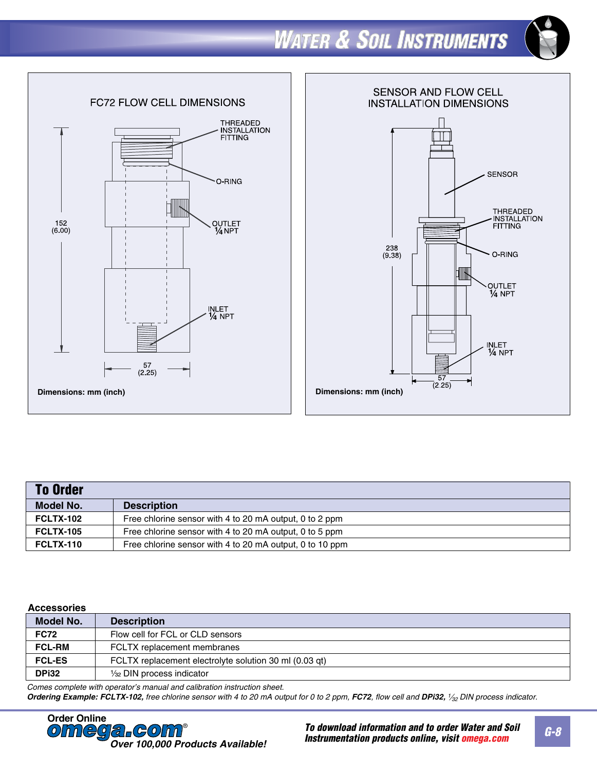FC72 FLOW CELL DIMENSIONS

THREADED INSTALLATION FITTING

O-RING

OUTLET ¼ NPT

INLET ¼ NPT

152 (6.00)

57 (2.25)

Dimensions: mm (inch)

SENSOR AND FLOW CELL INSTALLATION DIMENSIONS

SENSOR

THREADED INSTALLATION FITTING

O-RING

OUTLET ¼ NPT

INLET ¼ NPT

238 (9.38)

57 (2.25)

Dimensions: mm (inch)

## To Order

| Model No. | Description |
|---|---|
| FCLTX-102 | Free chlorine sensor with 4 to 20 mA output, 0 to 2 ppm |
| FCLTX-105 | Free chlorine sensor with 4 to 20 mA output, 0 to 5 ppm |
| FCLTX-110 | Free chlorine sensor with 4 to 20 mA output, 0 to 10 ppm |

**Accessories**

| Model No. | Description |
|---|---|
| FC72 | Flow cell for FCL or CLD sensors |
| FCL-RM | FCLTX replacement membranes |
| FCL-ES | FCLTX replacement electrolyte solution 30 ml (0.03 qt) |
| DPi32 | 1⁄32 DIN process indicator |

*Comes complete with operator's manual and calibration instruction sheet.*

***Ordering Example:** **FCLTX-102,** free chlorine sensor with 4 to 20 mA output for 0 to 2 ppm, **FC72**, flow cell and **DPi32,** 1⁄32 DIN process indicator.*